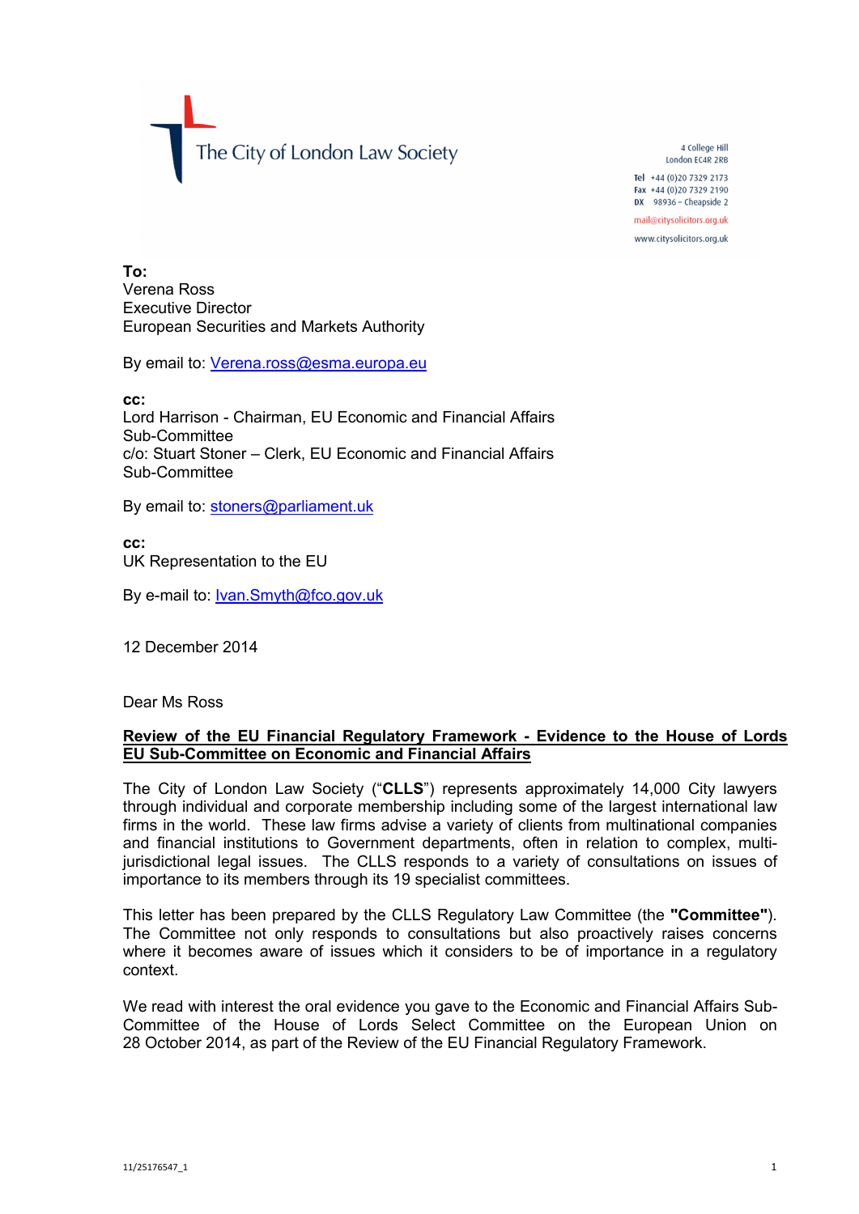The City of London Law Society

4 College Hill
London EC4R 2RB

**Tel** +44 (0)20 7329 2173
**Fax** +44 (0)20 7329 2190
**DX** 98936 – Cheapside 2

mail@citysolicitors.org.uk

www.citysolicitors.org.uk

**To:**
Verena Ross
Executive Director
European Securities and Markets Authority

By email to: Verena.ross@esma.europa.eu

**cc:**
Lord Harrison - Chairman, EU Economic and Financial Affairs Sub-Committee
c/o: Stuart Stoner – Clerk, EU Economic and Financial Affairs Sub-Committee

By email to: stoners@parliament.uk

**cc:**
UK Representation to the EU

By e-mail to: Ivan.Smyth@fco.gov.uk

12 December 2014

Dear Ms Ross

**Review of the EU Financial Regulatory Framework - Evidence to the House of Lords EU Sub-Committee on Economic and Financial Affairs**

The City of London Law Society ("**CLLS**") represents approximately 14,000 City lawyers through individual and corporate membership including some of the largest international law firms in the world. These law firms advise a variety of clients from multinational companies and financial institutions to Government departments, often in relation to complex, multi-jurisdictional legal issues. The CLLS responds to a variety of consultations on issues of importance to its members through its 19 specialist committees.

This letter has been prepared by the CLLS Regulatory Law Committee (the **"Committee"**). The Committee not only responds to consultations but also proactively raises concerns where it becomes aware of issues which it considers to be of importance in a regulatory context.

We read with interest the oral evidence you gave to the Economic and Financial Affairs Sub-Committee of the House of Lords Select Committee on the European Union on 28 October 2014, as part of the Review of the EU Financial Regulatory Framework.

11/25176547_1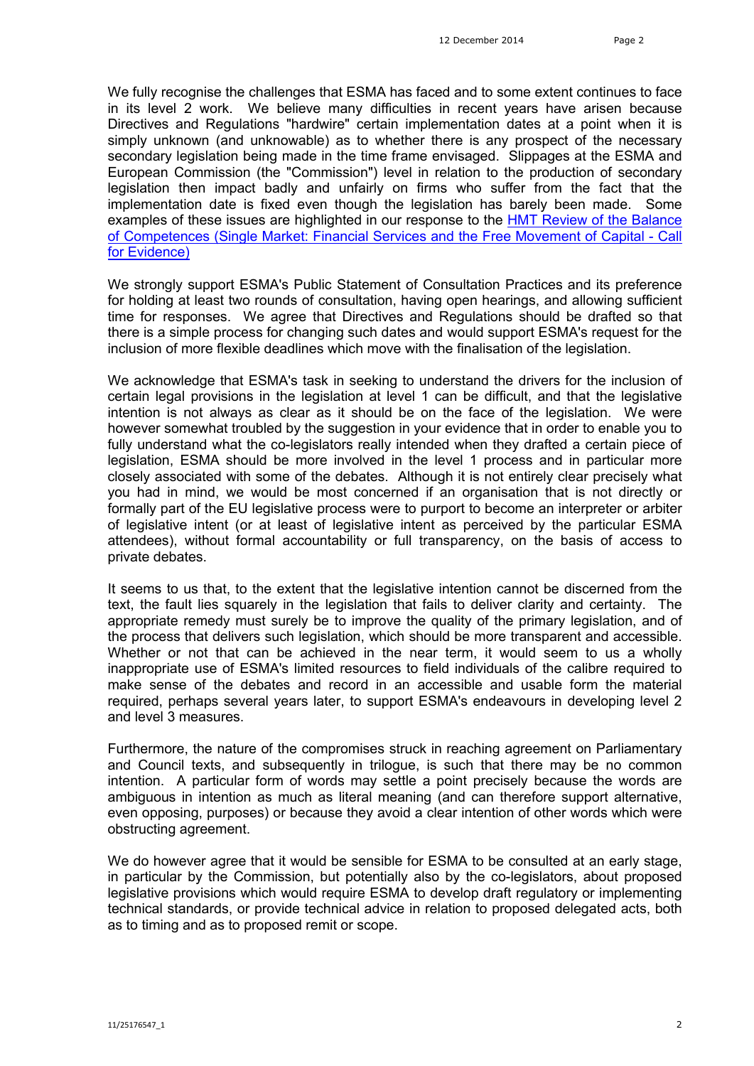We fully recognise the challenges that ESMA has faced and to some extent continues to face in its level 2 work. We believe many difficulties in recent years have arisen because Directives and Regulations "hardwire" certain implementation dates at a point when it is simply unknown (and unknowable) as to whether there is any prospect of the necessary secondary legislation being made in the time frame envisaged. Slippages at the ESMA and European Commission (the "Commission") level in relation to the production of secondary legislation then impact badly and unfairly on firms who suffer from the fact that the implementation date is fixed even though the legislation has barely been made. Some examples of these issues are highlighted in our response to the HMT Review of the Balance of Competences (Single Market: Financial Services and the Free Movement of Capital - Call for Evidence)

We strongly support ESMA's Public Statement of Consultation Practices and its preference for holding at least two rounds of consultation, having open hearings, and allowing sufficient time for responses. We agree that Directives and Regulations should be drafted so that there is a simple process for changing such dates and would support ESMA's request for the inclusion of more flexible deadlines which move with the finalisation of the legislation.

We acknowledge that ESMA's task in seeking to understand the drivers for the inclusion of certain legal provisions in the legislation at level 1 can be difficult, and that the legislative intention is not always as clear as it should be on the face of the legislation. We were however somewhat troubled by the suggestion in your evidence that in order to enable you to fully understand what the co-legislators really intended when they drafted a certain piece of legislation, ESMA should be more involved in the level 1 process and in particular more closely associated with some of the debates. Although it is not entirely clear precisely what you had in mind, we would be most concerned if an organisation that is not directly or formally part of the EU legislative process were to purport to become an interpreter or arbiter of legislative intent (or at least of legislative intent as perceived by the particular ESMA attendees), without formal accountability or full transparency, on the basis of access to private debates.

It seems to us that, to the extent that the legislative intention cannot be discerned from the text, the fault lies squarely in the legislation that fails to deliver clarity and certainty. The appropriate remedy must surely be to improve the quality of the primary legislation, and of the process that delivers such legislation, which should be more transparent and accessible. Whether or not that can be achieved in the near term, it would seem to us a wholly inappropriate use of ESMA's limited resources to field individuals of the calibre required to make sense of the debates and record in an accessible and usable form the material required, perhaps several years later, to support ESMA's endeavours in developing level 2 and level 3 measures.

Furthermore, the nature of the compromises struck in reaching agreement on Parliamentary and Council texts, and subsequently in trilogue, is such that there may be no common intention. A particular form of words may settle a point precisely because the words are ambiguous in intention as much as literal meaning (and can therefore support alternative, even opposing, purposes) or because they avoid a clear intention of other words which were obstructing agreement.

We do however agree that it would be sensible for ESMA to be consulted at an early stage, in particular by the Commission, but potentially also by the co-legislators, about proposed legislative provisions which would require ESMA to develop draft regulatory or implementing technical standards, or provide technical advice in relation to proposed delegated acts, both as to timing and as to proposed remit or scope.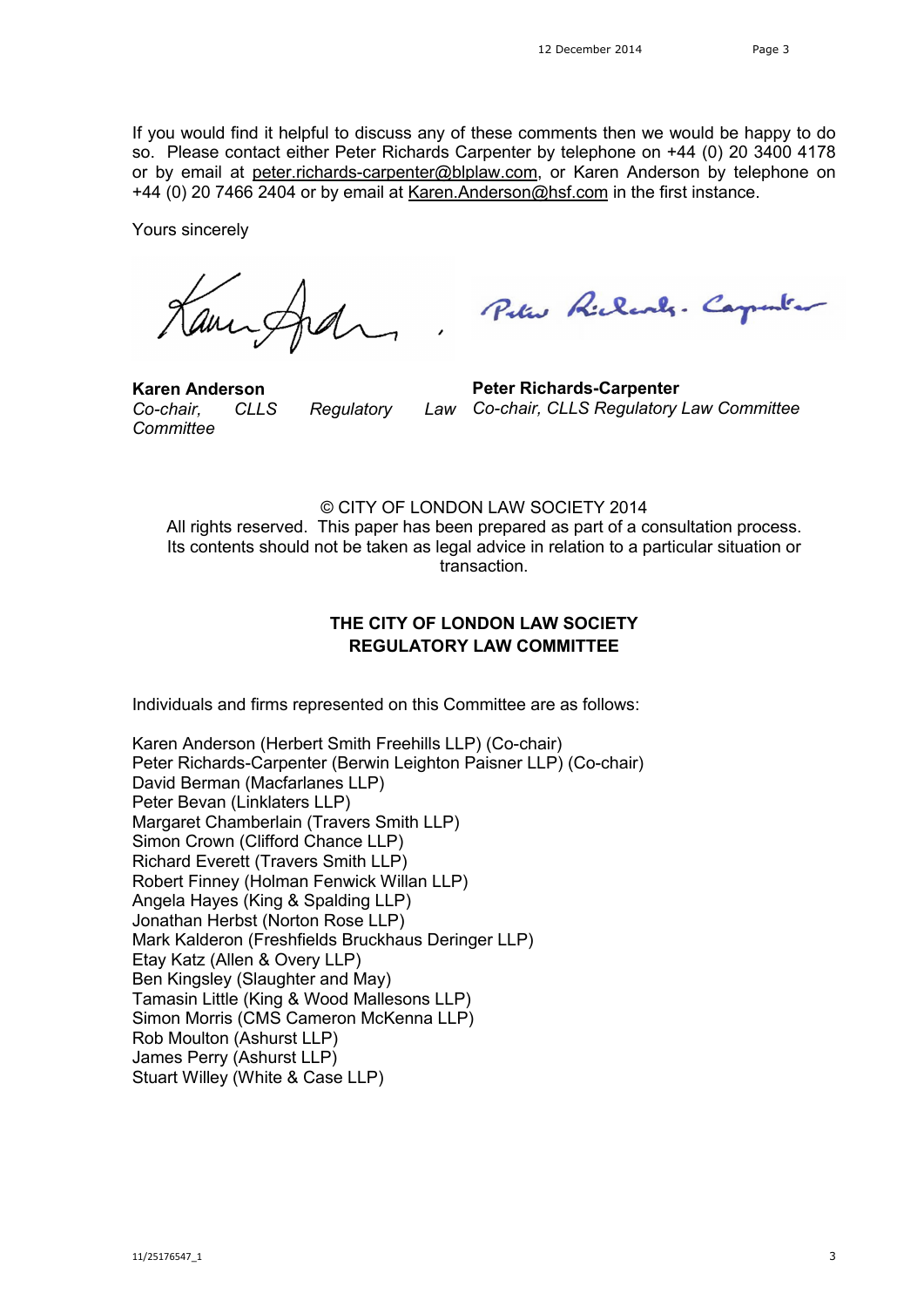If you would find it helpful to discuss any of these comments then we would be happy to do so. Please contact either Peter Richards Carpenter by telephone on +44 (0) 20 3400 4178 or by email at peter.richards-carpenter@blplaw.com, or Karen Anderson by telephone on +44 (0) 20 7466 2404 or by email at Karen.Anderson@hsf.com in the first instance.

Yours sincerely

**Karen Anderson**
*Co-chair, CLLS Regulatory Law Committee*

**Peter Richards-Carpenter**
*Co-chair, CLLS Regulatory Law Committee*

© CITY OF LONDON LAW SOCIETY 2014
All rights reserved. This paper has been prepared as part of a consultation process. Its contents should not be taken as legal advice in relation to a particular situation or transaction.

**THE CITY OF LONDON LAW SOCIETY**
**REGULATORY LAW COMMITTEE**

Individuals and firms represented on this Committee are as follows:

Karen Anderson (Herbert Smith Freehills LLP) (Co-chair)
Peter Richards-Carpenter (Berwin Leighton Paisner LLP) (Co-chair)
David Berman (Macfarlanes LLP)
Peter Bevan (Linklaters LLP)
Margaret Chamberlain (Travers Smith LLP)
Simon Crown (Clifford Chance LLP)
Richard Everett (Travers Smith LLP)
Robert Finney (Holman Fenwick Willan LLP)
Angela Hayes (King & Spalding LLP)
Jonathan Herbst (Norton Rose LLP)
Mark Kalderon (Freshfields Bruckhaus Deringer LLP)
Etay Katz (Allen & Overy LLP)
Ben Kingsley (Slaughter and May)
Tamasin Little (King & Wood Mallesons LLP)
Simon Morris (CMS Cameron McKenna LLP)
Rob Moulton (Ashurst LLP)
James Perry (Ashurst LLP)
Stuart Willey (White & Case LLP)